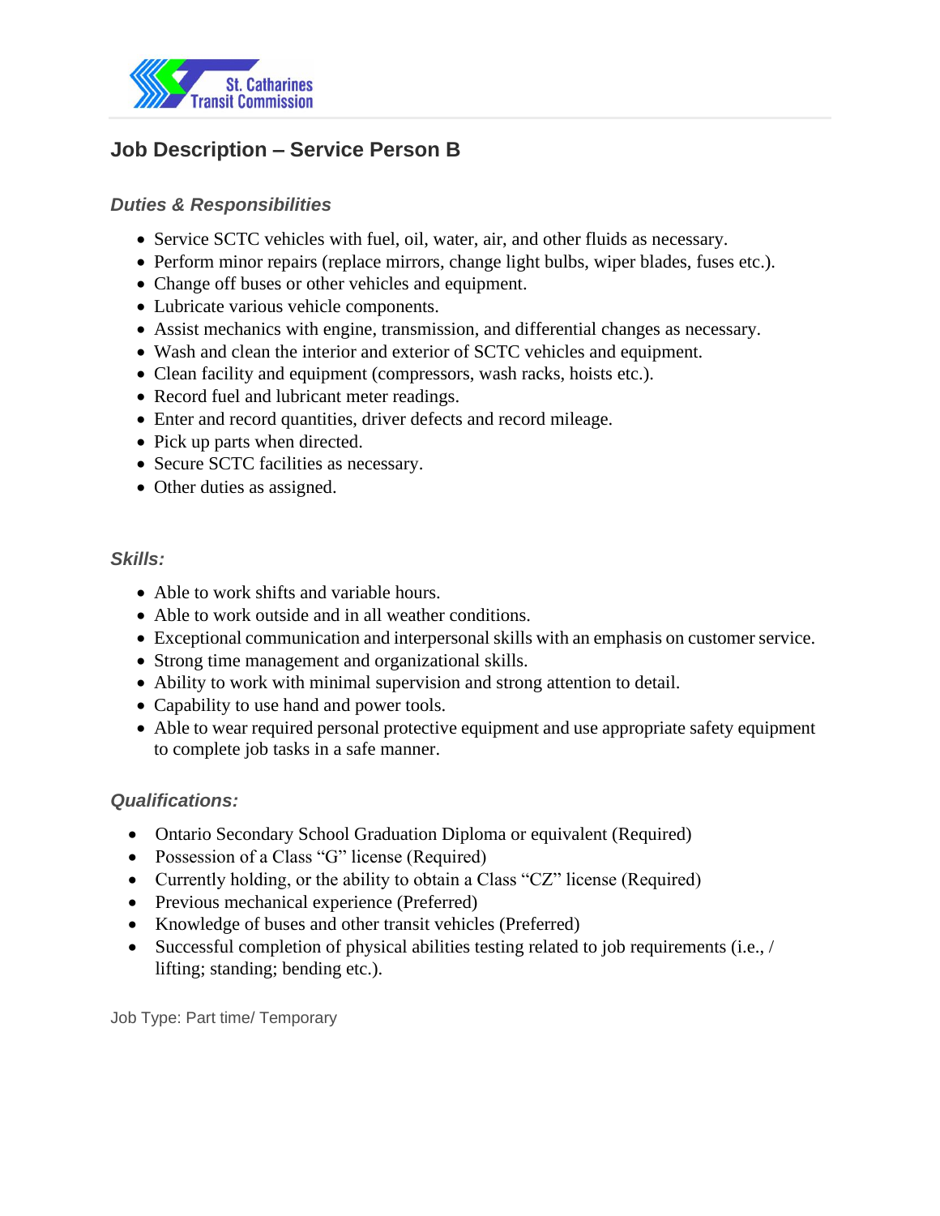St. Catharines Transit Commission

## Job Description – Service Person B

### *Duties & Responsibilities*

- Service SCTC vehicles with fuel, oil, water, air, and other fluids as necessary.
- Perform minor repairs (replace mirrors, change light bulbs, wiper blades, fuses etc.).
- Change off buses or other vehicles and equipment.
- Lubricate various vehicle components.
- Assist mechanics with engine, transmission, and differential changes as necessary.
- Wash and clean the interior and exterior of SCTC vehicles and equipment.
- Clean facility and equipment (compressors, wash racks, hoists etc.).
- Record fuel and lubricant meter readings.
- Enter and record quantities, driver defects and record mileage.
- Pick up parts when directed.
- Secure SCTC facilities as necessary.
- Other duties as assigned.

### *Skills:*

- Able to work shifts and variable hours.
- Able to work outside and in all weather conditions.
- Exceptional communication and interpersonal skills with an emphasis on customer service.
- Strong time management and organizational skills.
- Ability to work with minimal supervision and strong attention to detail.
- Capability to use hand and power tools.
- Able to wear required personal protective equipment and use appropriate safety equipment to complete job tasks in a safe manner.

### *Qualifications:*

- Ontario Secondary School Graduation Diploma or equivalent (Required)
- Possession of a Class "G" license (Required)
- Currently holding, or the ability to obtain a Class "CZ" license (Required)
- Previous mechanical experience (Preferred)
- Knowledge of buses and other transit vehicles (Preferred)
- Successful completion of physical abilities testing related to job requirements (i.e., / lifting; standing; bending etc.).

Job Type: Part time/ Temporary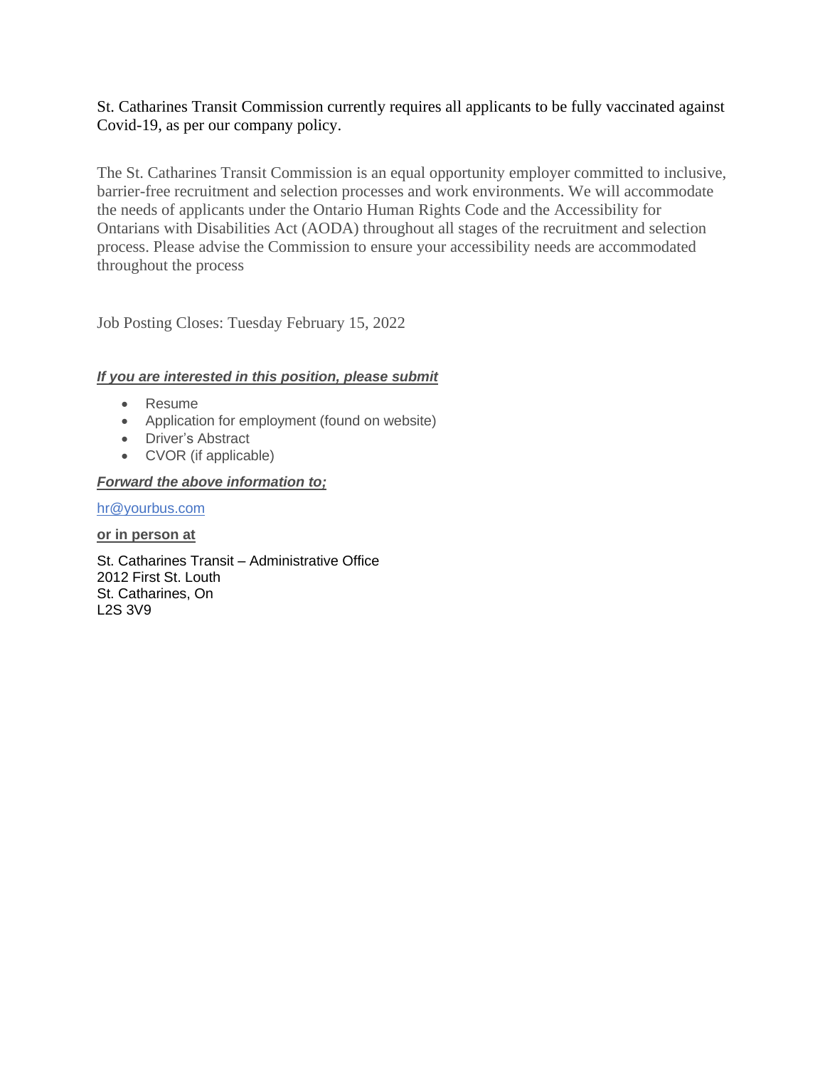St. Catharines Transit Commission currently requires all applicants to be fully vaccinated against Covid-19, as per our company policy.

The St. Catharines Transit Commission is an equal opportunity employer committed to inclusive, barrier-free recruitment and selection processes and work environments. We will accommodate the needs of applicants under the Ontario Human Rights Code and the Accessibility for Ontarians with Disabilities Act (AODA) throughout all stages of the recruitment and selection process. Please advise the Commission to ensure your accessibility needs are accommodated throughout the process

Job Posting Closes: Tuesday February 15, 2022

***If you are interested in this position, please submit***

- Resume
- Application for employment (found on website)
- Driver's Abstract
- CVOR (if applicable)

***Forward the above information to;***

hr@yourbus.com

**or in person at**

St. Catharines Transit – Administrative Office
2012 First St. Louth
St. Catharines, On
L2S 3V9